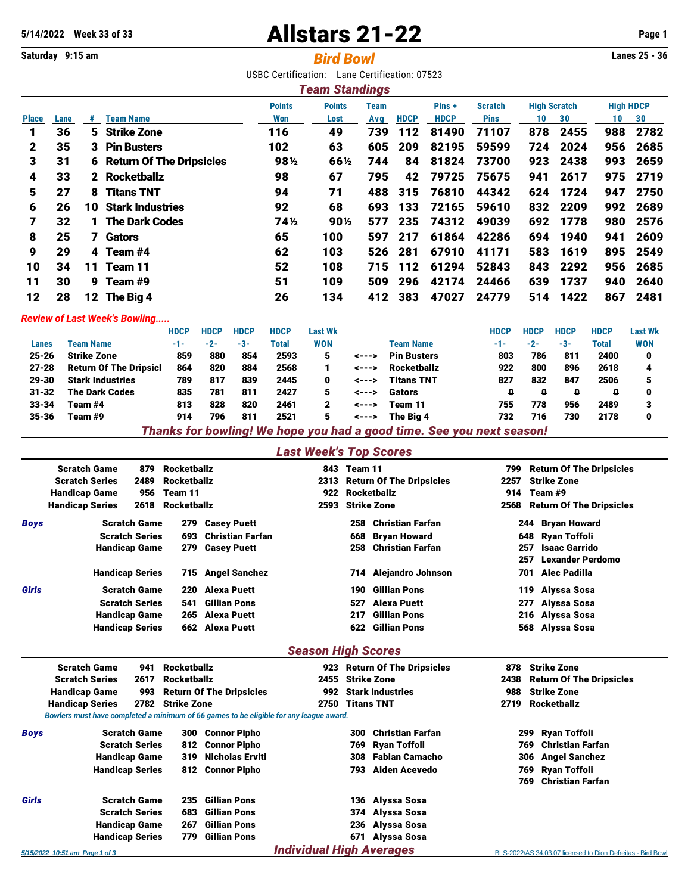5/14/2022 Week 33 of 33

# Allstars 21-22

Saturday 9:15 am

## Bird Bowl

Lanes 25 - 36

USBC Certification: Lane Certification: 07523

### Team Standings

| Place | Lane | # | Team Name | Points Won | Points Lost | Team Avg | HDCP | Pins + HDCP | Scratch Pins | High Scratch 10 | High Scratch 30 | High HDCP 10 | High HDCP 30 |
|---|---|---|---|---|---|---|---|---|---|---|---|---|---|
| 1 | 36 | 5 | Strike Zone | 116 | 49 | 739 | 112 | 81490 | 71107 | 878 | 2455 | 988 | 2782 |
| 2 | 35 | 3 | Pin Busters | 102 | 63 | 605 | 209 | 82195 | 59599 | 724 | 2024 | 956 | 2685 |
| 3 | 31 | 6 | Return Of The Dripsicles | 98½ | 66½ | 744 | 84 | 81824 | 73700 | 923 | 2438 | 993 | 2659 |
| 4 | 33 | 2 | Rocketballz | 98 | 67 | 795 | 42 | 79725 | 75675 | 941 | 2617 | 975 | 2719 |
| 5 | 27 | 8 | Titans TNT | 94 | 71 | 488 | 315 | 76810 | 44342 | 624 | 1724 | 947 | 2750 |
| 6 | 26 | 10 | Stark Industries | 92 | 68 | 693 | 133 | 72165 | 59610 | 832 | 2209 | 992 | 2689 |
| 7 | 32 | 1 | The Dark Codes | 74½ | 90½ | 577 | 235 | 74312 | 49039 | 692 | 1778 | 980 | 2576 |
| 8 | 25 | 7 | Gators | 65 | 100 | 597 | 217 | 61864 | 42286 | 694 | 1940 | 941 | 2609 |
| 9 | 29 | 4 | Team #4 | 62 | 103 | 526 | 281 | 67910 | 41171 | 583 | 1619 | 895 | 2549 |
| 10 | 34 | 11 | Team 11 | 52 | 108 | 715 | 112 | 61294 | 52843 | 843 | 2292 | 956 | 2685 |
| 11 | 30 | 9 | Team #9 | 51 | 109 | 509 | 296 | 42174 | 24466 | 639 | 1737 | 940 | 2640 |
| 12 | 28 | 12 | The Big 4 | 26 | 134 | 412 | 383 | 47027 | 24779 | 514 | 1422 | 867 | 2481 |

*Review of Last Week's Bowling.....*

| Lanes | Team Name | HDCP -1- | HDCP -2- | HDCP -3- | HDCP Total | Last Wk WON | | Team Name | HDCP -1- | HDCP -2- | HDCP -3- | HDCP Total | Last Wk WON |
|---|---|---|---|---|---|---|---|---|---|---|---|---|---|
| 25-26 | Strike Zone | 859 | 880 | 854 | 2593 | 5 | <---> | Pin Busters | 803 | 786 | 811 | 2400 | 0 |
| 27-28 | Return Of The Dripsicl | 864 | 820 | 884 | 2568 | 1 | <---> | Rocketballz | 922 | 800 | 896 | 2618 | 4 |
| 29-30 | Stark Industries | 789 | 817 | 839 | 2445 | 0 | <---> | Titans TNT | 827 | 832 | 847 | 2506 | 5 |
| 31-32 | The Dark Codes | 835 | 781 | 811 | 2427 | 5 | <---> | Gators | 0 | 0 | 0 | 0 | 0 |
| 33-34 | Team #4 | 813 | 828 | 820 | 2461 | 2 | <---> | Team 11 | 755 | 778 | 956 | 2489 | 3 |
| 35-36 | Team #9 | 914 | 796 | 811 | 2521 | 5 | <---> | The Big 4 | 732 | 716 | 730 | 2178 | 0 |

*Thanks for bowling! We hope you had a good time. See you next season!*

### Last Week's Top Scores

| | | | | | | |
|---|---|---|---|---|---|---|
| Scratch Game | 879 | Rocketballz | 843 | Team 11 | 799 | Return Of The Dripsicles |
| Scratch Series | 2489 | Rocketballz | 2313 | Return Of The Dripsicles | 2257 | Strike Zone |
| Handicap Game | 956 | Team 11 | 922 | Rocketballz | 914 | Team #9 |
| Handicap Series | 2618 | Rocketballz | 2593 | Strike Zone | 2568 | Return Of The Dripsicles |

***Boys***

| | | | | | | |
|---|---|---|---|---|---|---|
| Scratch Game | 279 | Casey Puett | 258 | Christian Farfan | 244 | Bryan Howard |
| Scratch Series | 693 | Christian Farfan | 668 | Bryan Howard | 648 | Ryan Toffoli |
| Handicap Game | 279 | Casey Puett | 258 | Christian Farfan | 257 | Isaac Garrido |
| | | | | | 257 | Lexander Perdomo |
| Handicap Series | 715 | Angel Sanchez | 714 | Alejandro Johnson | 701 | Alec Padilla |

***Girls***

| | | | | | | |
|---|---|---|---|---|---|---|
| Scratch Game | 220 | Alexa Puett | 190 | Gillian Pons | 119 | Alyssa Sosa |
| Scratch Series | 541 | Gillian Pons | 527 | Alexa Puett | 277 | Alyssa Sosa |
| Handicap Game | 265 | Alexa Puett | 217 | Gillian Pons | 216 | Alyssa Sosa |
| Handicap Series | 662 | Alexa Puett | 622 | Gillian Pons | 568 | Alyssa Sosa |

### Season High Scores

| | | | | | | |
|---|---|---|---|---|---|---|
| Scratch Game | 941 | Rocketballz | 923 | Return Of The Dripsicles | 878 | Strike Zone |
| Scratch Series | 2617 | Rocketballz | 2455 | Strike Zone | 2438 | Return Of The Dripsicles |
| Handicap Game | 993 | Return Of The Dripsicles | 992 | Stark Industries | 988 | Strike Zone |
| Handicap Series | 2782 | Strike Zone | 2750 | Titans TNT | 2719 | Rocketballz |

*Bowlers must have completed a minimum of 66 games to be eligible for any league award.*

***Boys***

| | | | | | | |
|---|---|---|---|---|---|---|
| Scratch Game | 300 | Connor Pipho | 300 | Christian Farfan | 299 | Ryan Toffoli |
| Scratch Series | 812 | Connor Pipho | 769 | Ryan Toffoli | 769 | Christian Farfan |
| Handicap Game | 319 | Nicholas Erviti | 308 | Fabian Camacho | 306 | Angel Sanchez |
| Handicap Series | 812 | Connor Pipho | 793 | Aiden Acevedo | 769 | Ryan Toffoli |
| | | | | | 769 | Christian Farfan |

***Girls***

| | | | | |
|---|---|---|---|---|
| Scratch Game | 235 | Gillian Pons | 136 | Alyssa Sosa |
| Scratch Series | 683 | Gillian Pons | 374 | Alyssa Sosa |
| Handicap Game | 267 | Gillian Pons | 236 | Alyssa Sosa |
| Handicap Series | 779 | Gillian Pons | 671 | Alyssa Sosa |

### Individual High Averages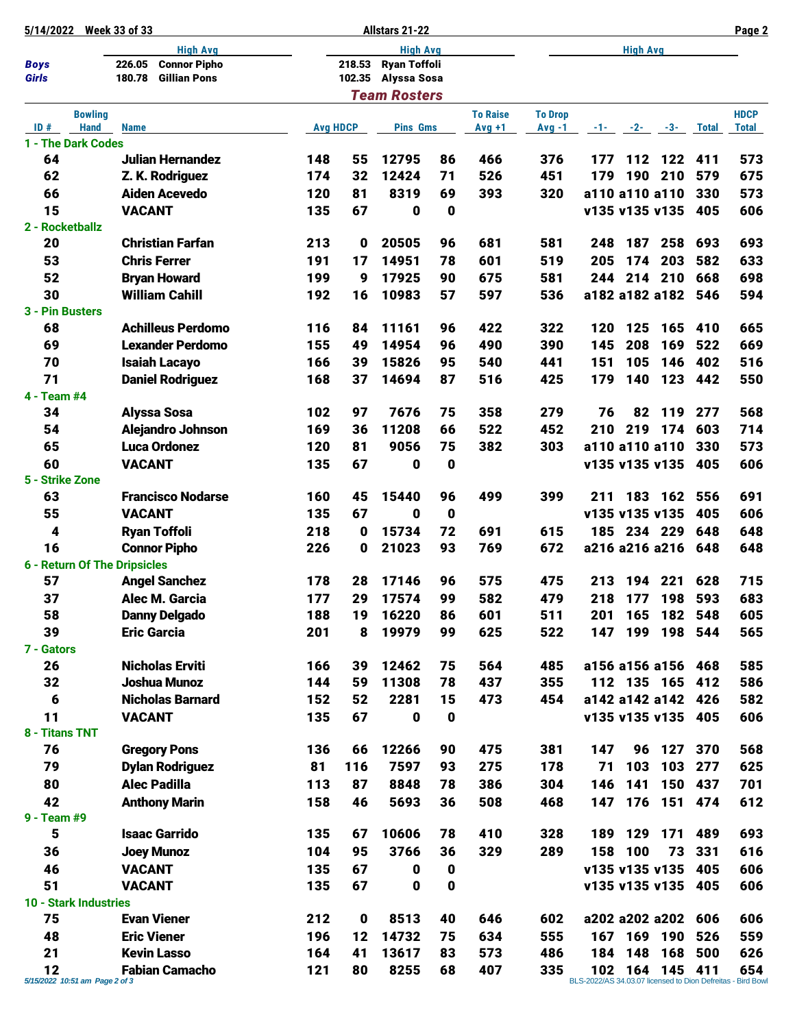| | High Avg | | High Avg | | High Avg |
|---|---|---|---|---|---|
| **Boys** | 226.05 | Connor Pipho | 218.53 | Ryan Toffoli | |
| **Girls** | 180.78 | Gillian Pons | 102.35 | Alyssa Sosa | |

## Team Rosters

| ID # | Bowling Hand | Name | Avg | HDCP | Pins | Gms | To Raise Avg +1 | To Drop Avg -1 | -1- | -2- | -3- | Total | HDCP Total |
|---|---|---|---|---|---|---|---|---|---|---|---|---|---|
| **1 - The Dark Codes** | | | | | | | | | | | | | |
| 64 | | Julian Hernandez | 148 | 55 | 12795 | 86 | 466 | 376 | 177 | 112 | 122 | 411 | 573 |
| 62 | | Z. K. Rodriguez | 174 | 32 | 12424 | 71 | 526 | 451 | 179 | 190 | 210 | 579 | 675 |
| 66 | | Aiden Acevedo | 120 | 81 | 8319 | 69 | 393 | 320 | a110 | a110 | a110 | 330 | 573 |
| 15 | | VACANT | 135 | 67 | 0 | 0 | | | v135 | v135 | v135 | 405 | 606 |
| **2 - Rocketballz** | | | | | | | | | | | | | |
| 20 | | Christian Farfan | 213 | 0 | 20505 | 96 | 681 | 581 | 248 | 187 | 258 | 693 | 693 |
| 53 | | Chris Ferrer | 191 | 17 | 14951 | 78 | 601 | 519 | 205 | 174 | 203 | 582 | 633 |
| 52 | | Bryan Howard | 199 | 9 | 17925 | 90 | 675 | 581 | 244 | 214 | 210 | 668 | 698 |
| 30 | | William Cahill | 192 | 16 | 10983 | 57 | 597 | 536 | a182 | a182 | a182 | 546 | 594 |
| **3 - Pin Busters** | | | | | | | | | | | | | |
| 68 | | Achilleus Perdomo | 116 | 84 | 11161 | 96 | 422 | 322 | 120 | 125 | 165 | 410 | 665 |
| 69 | | Lexander Perdomo | 155 | 49 | 14954 | 96 | 490 | 390 | 145 | 208 | 169 | 522 | 669 |
| 70 | | Isaiah Lacayo | 166 | 39 | 15826 | 95 | 540 | 441 | 151 | 105 | 146 | 402 | 516 |
| 71 | | Daniel Rodriguez | 168 | 37 | 14694 | 87 | 516 | 425 | 179 | 140 | 123 | 442 | 550 |
| **4 - Team #4** | | | | | | | | | | | | | |
| 34 | | Alyssa Sosa | 102 | 97 | 7676 | 75 | 358 | 279 | 76 | 82 | 119 | 277 | 568 |
| 54 | | Alejandro Johnson | 169 | 36 | 11208 | 66 | 522 | 452 | 210 | 219 | 174 | 603 | 714 |
| 65 | | Luca Ordonez | 120 | 81 | 9056 | 75 | 382 | 303 | a110 | a110 | a110 | 330 | 573 |
| 60 | | VACANT | 135 | 67 | 0 | 0 | | | v135 | v135 | v135 | 405 | 606 |
| **5 - Strike Zone** | | | | | | | | | | | | | |
| 63 | | Francisco Nodarse | 160 | 45 | 15440 | 96 | 499 | 399 | 211 | 183 | 162 | 556 | 691 |
| 55 | | VACANT | 135 | 67 | 0 | 0 | | | v135 | v135 | v135 | 405 | 606 |
| 4 | | Ryan Toffoli | 218 | 0 | 15734 | 72 | 691 | 615 | 185 | 234 | 229 | 648 | 648 |
| 16 | | Connor Pipho | 226 | 0 | 21023 | 93 | 769 | 672 | a216 | a216 | a216 | 648 | 648 |
| **6 - Return Of The Dripsicles** | | | | | | | | | | | | | |
| 57 | | Angel Sanchez | 178 | 28 | 17146 | 96 | 575 | 475 | 213 | 194 | 221 | 628 | 715 |
| 37 | | Alec M. Garcia | 177 | 29 | 17574 | 99 | 582 | 479 | 218 | 177 | 198 | 593 | 683 |
| 58 | | Danny Delgado | 188 | 19 | 16220 | 86 | 601 | 511 | 201 | 165 | 182 | 548 | 605 |
| 39 | | Eric Garcia | 201 | 8 | 19979 | 99 | 625 | 522 | 147 | 199 | 198 | 544 | 565 |
| **7 - Gators** | | | | | | | | | | | | | |
| 26 | | Nicholas Erviti | 166 | 39 | 12462 | 75 | 564 | 485 | a156 | a156 | a156 | 468 | 585 |
| 32 | | Joshua Munoz | 144 | 59 | 11308 | 78 | 437 | 355 | 112 | 135 | 165 | 412 | 586 |
| 6 | | Nicholas Barnard | 152 | 52 | 2281 | 15 | 473 | 454 | a142 | a142 | a142 | 426 | 582 |
| 11 | | VACANT | 135 | 67 | 0 | 0 | | | v135 | v135 | v135 | 405 | 606 |
| **8 - Titans TNT** | | | | | | | | | | | | | |
| 76 | | Gregory Pons | 136 | 66 | 12266 | 90 | 475 | 381 | 147 | 96 | 127 | 370 | 568 |
| 79 | | Dylan Rodriguez | 81 | 116 | 7597 | 93 | 275 | 178 | 71 | 103 | 103 | 277 | 625 |
| 80 | | Alec Padilla | 113 | 87 | 8848 | 78 | 386 | 304 | 146 | 141 | 150 | 437 | 701 |
| 42 | | Anthony Marin | 158 | 46 | 5693 | 36 | 508 | 468 | 147 | 176 | 151 | 474 | 612 |
| **9 - Team #9** | | | | | | | | | | | | | |
| 5 | | Isaac Garrido | 135 | 67 | 10606 | 78 | 410 | 328 | 189 | 129 | 171 | 489 | 693 |
| 36 | | Joey Munoz | 104 | 95 | 3766 | 36 | 329 | 289 | 158 | 100 | 73 | 331 | 616 |
| 46 | | VACANT | 135 | 67 | 0 | 0 | | | v135 | v135 | v135 | 405 | 606 |
| 51 | | VACANT | 135 | 67 | 0 | 0 | | | v135 | v135 | v135 | 405 | 606 |
| **10 - Stark Industries** | | | | | | | | | | | | | |
| 75 | | Evan Viener | 212 | 0 | 8513 | 40 | 646 | 602 | a202 | a202 | a202 | 606 | 606 |
| 48 | | Eric Viener | 196 | 12 | 14732 | 75 | 634 | 555 | 167 | 169 | 190 | 526 | 559 |
| 21 | | Kevin Lasso | 164 | 41 | 13617 | 83 | 573 | 486 | 184 | 148 | 168 | 500 | 626 |
| 12 | | Fabian Camacho | 121 | 80 | 8255 | 68 | 407 | 335 | 102 | 164 | 145 | 411 | 654 |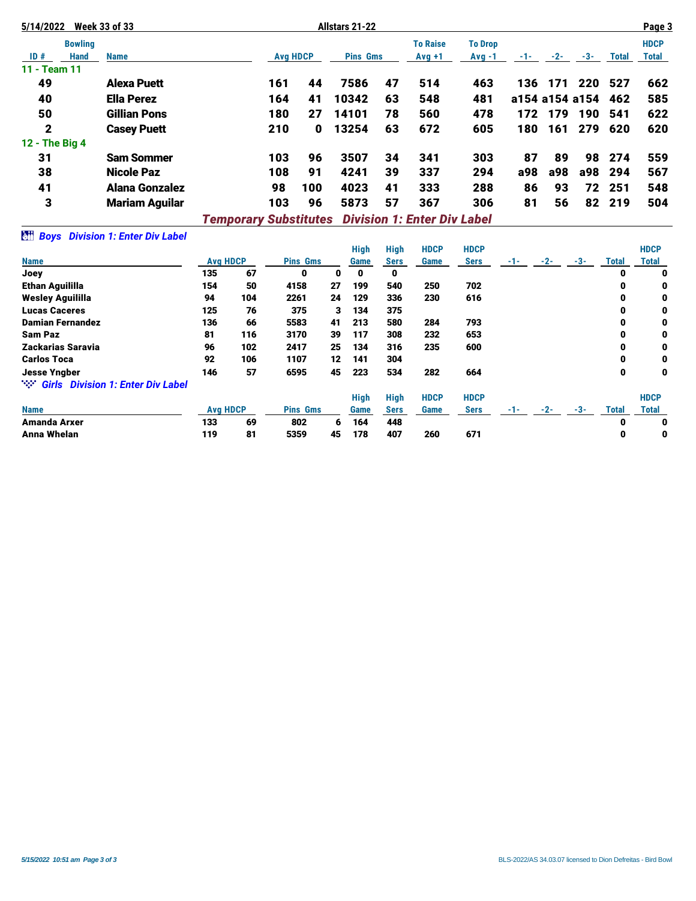| ID # | Bowling Hand | Name | Avg | HDCP | Pins | Gms | To Raise Avg +1 | To Drop Avg -1 | -1- | -2- | -3- | Total | HDCP Total |
|---|---|---|---|---|---|---|---|---|---|---|---|---|---|
| **11 - Team 11** | | | | | | | | | | | | | |
| 49 | | Alexa Puett | 161 | 44 | 7586 | 47 | 514 | 463 | 136 | 171 | 220 | 527 | 662 |
| 40 | | Ella Perez | 164 | 41 | 10342 | 63 | 548 | 481 | a154 | a154 | a154 | 462 | 585 |
| 50 | | Gillian Pons | 180 | 27 | 14101 | 78 | 560 | 478 | 172 | 179 | 190 | 541 | 622 |
| 2 | | Casey Puett | 210 | 0 | 13254 | 63 | 672 | 605 | 180 | 161 | 279 | 620 | 620 |
| **12 - The Big 4** | | | | | | | | | | | | | |
| 31 | | Sam Sommer | 103 | 96 | 3507 | 34 | 341 | 303 | 87 | 89 | 98 | 274 | 559 |
| 38 | | Nicole Paz | 108 | 91 | 4241 | 39 | 337 | 294 | a98 | a98 | a98 | 294 | 567 |
| 41 | | Alana Gonzalez | 98 | 100 | 4023 | 41 | 333 | 288 | 86 | 93 | 72 | 251 | 548 |
| 3 | | Mariam Aguilar | 103 | 96 | 5873 | 57 | 367 | 306 | 81 | 56 | 82 | 219 | 504 |

## *Temporary Substitutes Division 1: Enter Div Label*

### *Boys Division 1: Enter Div Label*

| Name | Avg | HDCP | Pins | Gms | High Game | High Sers | HDCP Game | HDCP Sers | -1- | -2- | -3- | Total | HDCP Total |
|---|---|---|---|---|---|---|---|---|---|---|---|---|---|
| Joey | 135 | 67 | 0 | 0 | 0 | 0 | | | | | | 0 | 0 |
| Ethan Aguililla | 154 | 50 | 4158 | 27 | 199 | 540 | 250 | 702 | | | | 0 | 0 |
| Wesley Aguililla | 94 | 104 | 2261 | 24 | 129 | 336 | 230 | 616 | | | | 0 | 0 |
| Lucas Caceres | 125 | 76 | 375 | 3 | 134 | 375 | | | | | | 0 | 0 |
| Damian Fernandez | 136 | 66 | 5583 | 41 | 213 | 580 | 284 | 793 | | | | 0 | 0 |
| Sam Paz | 81 | 116 | 3170 | 39 | 117 | 308 | 232 | 653 | | | | 0 | 0 |
| Zackarias Saravia | 96 | 102 | 2417 | 25 | 134 | 316 | 235 | 600 | | | | 0 | 0 |
| Carlos Toca | 92 | 106 | 1107 | 12 | 141 | 304 | | | | | | 0 | 0 |
| Jesse Yngber | 146 | 57 | 6595 | 45 | 223 | 534 | 282 | 664 | | | | 0 | 0 |

### *Girls Division 1: Enter Div Label*

| Name | Avg | HDCP | Pins | Gms | High Game | High Sers | HDCP Game | HDCP Sers | -1- | -2- | -3- | Total | HDCP Total |
|---|---|---|---|---|---|---|---|---|---|---|---|---|---|
| Amanda Arxer | 133 | 69 | 802 | 6 | 164 | 448 | | | | | | 0 | 0 |
| Anna Whelan | 119 | 81 | 5359 | 45 | 178 | 407 | 260 | 671 | | | | 0 | 0 |